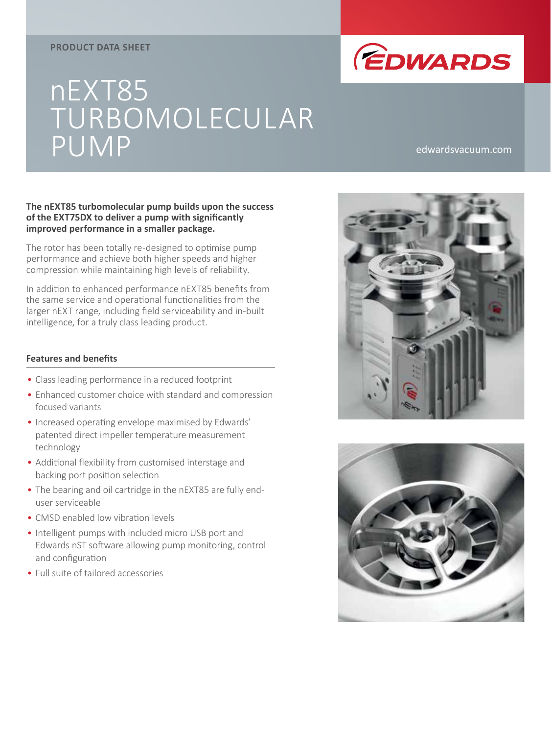PRODUCT DATA SHEET

# nEXT85 TURBOMOLECULAR PUMP

edwardsvacuum.com

**The nEXT85 turbomolecular pump builds upon the success of the EXT75DX to deliver a pump with significantly improved performance in a smaller package.**

The rotor has been totally re-designed to optimise pump performance and achieve both higher speeds and higher compression while maintaining high levels of reliability.

In addition to enhanced performance nEXT85 benefits from the same service and operational functionalities from the larger nEXT range, including field serviceability and in-built intelligence, for a truly class leading product.

## Features and benefits

- Class leading performance in a reduced footprint
- Enhanced customer choice with standard and compression focused variants
- Increased operating envelope maximised by Edwards' patented direct impeller temperature measurement technology
- Additional flexibility from customised interstage and backing port position selection
- The bearing and oil cartridge in the nEXT85 are fully end-user serviceable
- CMSD enabled low vibration levels
- Intelligent pumps with included micro USB port and Edwards nST software allowing pump monitoring, control and configuration
- Full suite of tailored accessories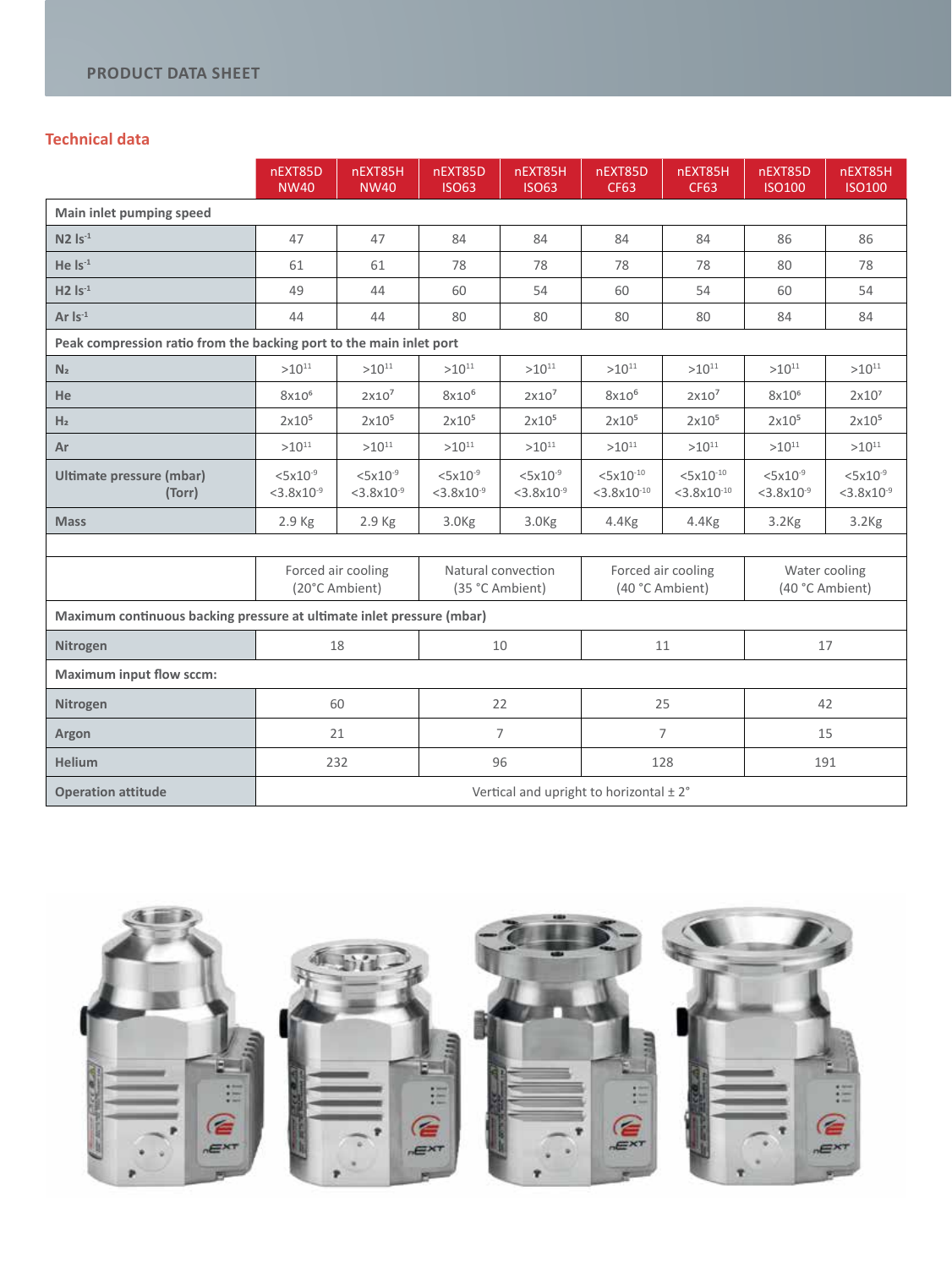## Technical data

| | nEXT85D NW40 | nEXT85H NW40 | nEXT85D ISO63 | nEXT85H ISO63 | nEXT85D CF63 | nEXT85H CF63 | nEXT85D ISO100 | nEXT85H ISO100 |
|---|---|---|---|---|---|---|---|---|
| **Main inlet pumping speed** | | | | | | | | |
| **$N_2$ $ls^{-1}$** | 47 | 47 | 84 | 84 | 84 | 84 | 86 | 86 |
| **He $ls^{-1}$** | 61 | 61 | 78 | 78 | 78 | 78 | 80 | 78 |
| **$H_2$ $ls^{-1}$** | 49 | 44 | 60 | 54 | 60 | 54 | 60 | 54 |
| **Ar $ls^{-1}$** | 44 | 44 | 80 | 80 | 80 | 80 | 84 | 84 |
| **Peak compression ratio from the backing port to the main inlet port** | | | | | | | | |
| **$N_2$** | $>10^{11}$ | $>10^{11}$ | $>10^{11}$ | $>10^{11}$ | $>10^{11}$ | $>10^{11}$ | $>10^{11}$ | $>10^{11}$ |
| **He** | $8x10^6$ | $2x10^7$ | $8x10^6$ | $2x10^7$ | $8x10^6$ | $2x10^7$ | $8x10^6$ | $2x10^7$ |
| **$H_2$** | $2x10^5$ | $2x10^5$ | $2x10^5$ | $2x10^5$ | $2x10^5$ | $2x10^5$ | $2x10^5$ | $2x10^5$ |
| **Ar** | $>10^{11}$ | $>10^{11}$ | $>10^{11}$ | $>10^{11}$ | $>10^{11}$ | $>10^{11}$ | $>10^{11}$ | $>10^{11}$ |
| **Ultimate pressure (mbar) (Torr)** | $<5x10^{-9}$ $<3.8x10^{-9}$ | $<5x10^{-9}$ $<3.8x10^{-9}$ | $<5x10^{-9}$ $<3.8x10^{-9}$ | $<5x10^{-9}$ $<3.8x10^{-9}$ | $<5x10^{-10}$ $<3.8x10^{-10}$ | $<5x10^{-10}$ $<3.8x10^{-10}$ | $<5x10^{-9}$ $<3.8x10^{-9}$ | $<5x10^{-9}$ $<3.8x10^{-9}$ |
| **Mass** | 2.9 Kg | 2.9 Kg | 3.0Kg | 3.0Kg | 4.4Kg | 4.4Kg | 3.2Kg | 3.2Kg |

| | Forced air cooling (20°C Ambient) | Natural convection (35 °C Ambient) | Forced air cooling (40 °C Ambient) | Water cooling (40 °C Ambient) |
|---|---|---|---|---|
| **Maximum continuous backing pressure at ultimate inlet pressure (mbar)** | | | | |
| **Nitrogen** | 18 | 10 | 11 | 17 |
| **Maximum input flow sccm:** | | | | |
| **Nitrogen** | 60 | 22 | 25 | 42 |
| **Argon** | 21 | 7 | 7 | 15 |
| **Helium** | 232 | 96 | 128 | 191 |
| **Operation attitude** | Vertical and upright to horizontal ± 2° | | | |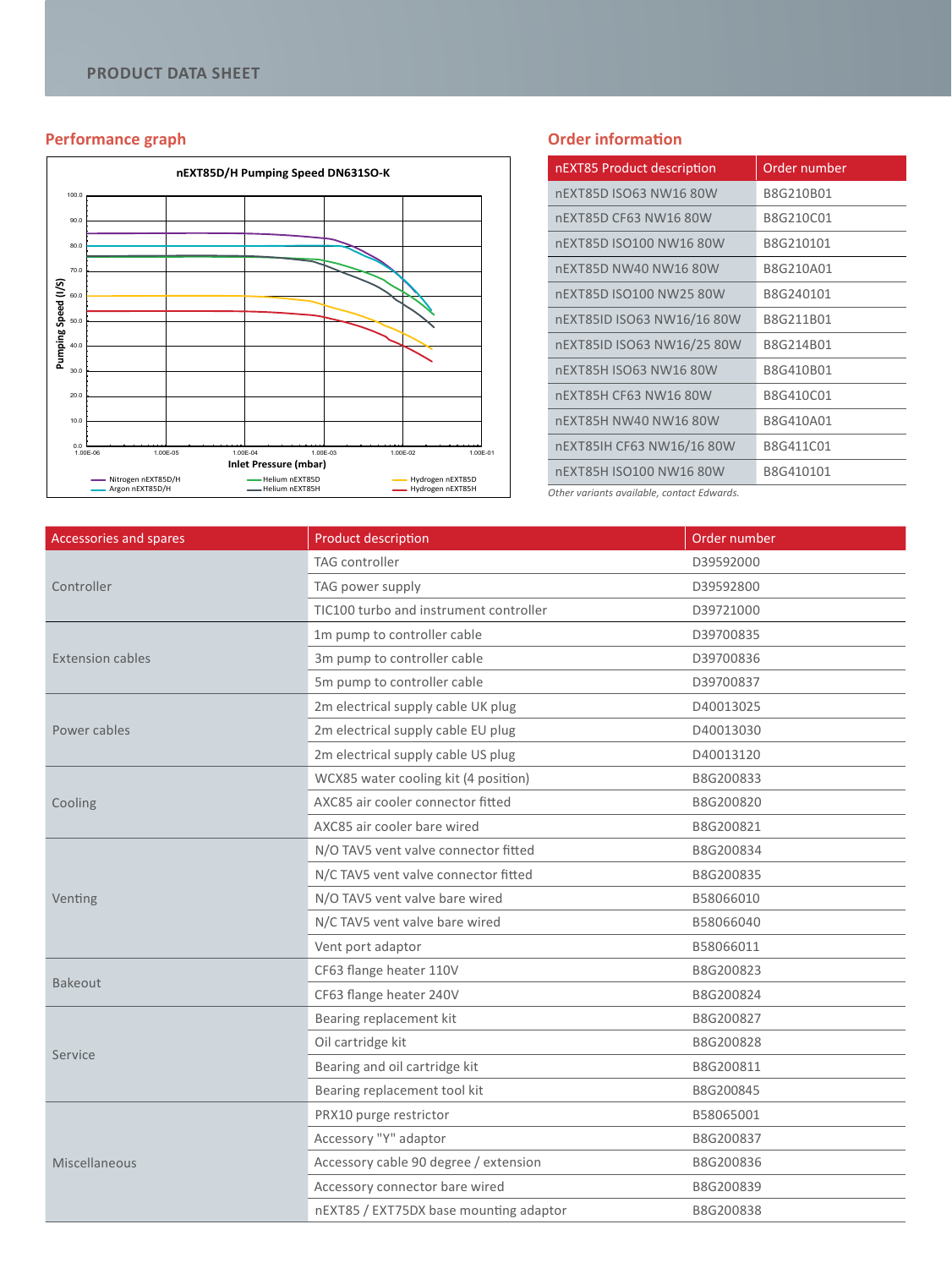## Performance graph

**nEXT85D/H Pumping Speed DN631SO-K**

Pumping Speed (l/S)

100.0
90.0
80.0
70.0
60.0
50.0
40.0
30.0
20.0
10.0
0.0

1.00E-06 1.00E-05 1.00E-04 1.00E-03 1.00E-02 1.00E-01

Inlet Pressure (mbar)

Nitrogen nEXT85D/H
Argon nEXT85D/H
Helium nEXT85D
Helium nEXT85H
Hydrogen nEXT85D
Hydrogen nEXT85H

## Order information

| nEXT85 Product description | Order number |
|---|---|
| nEXT85D ISO63 NW16 80W | B8G210B01 |
| nEXT85D CF63 NW16 80W | B8G210C01 |
| nEXT85D ISO100 NW16 80W | B8G210101 |
| nEXT85D NW40 NW16 80W | B8G210A01 |
| nEXT85D ISO100 NW25 80W | B8G240101 |
| nEXT85ID ISO63 NW16/16 80W | B8G211B01 |
| nEXT85ID ISO63 NW16/25 80W | B8G214B01 |
| nEXT85H ISO63 NW16 80W | B8G410B01 |
| nEXT85H CF63 NW16 80W | B8G410C01 |
| nEXT85H NW40 NW16 80W | B8G410A01 |
| nEXT85IH CF63 NW16/16 80W | B8G411C01 |
| nEXT85H ISO100 NW16 80W | B8G410101 |

*Other variants available, contact Edwards.*

| Accessories and spares | Product description | Order number |
|---|---|---|
| Controller | TAG controller | D39592000 |
| | TAG power supply | D39592800 |
| | TIC100 turbo and instrument controller | D39721000 |
| Extension cables | 1m pump to controller cable | D39700835 |
| | 3m pump to controller cable | D39700836 |
| | 5m pump to controller cable | D39700837 |
| Power cables | 2m electrical supply cable UK plug | D40013025 |
| | 2m electrical supply cable EU plug | D40013030 |
| | 2m electrical supply cable US plug | D40013120 |
| Cooling | WCX85 water cooling kit (4 position) | B8G200833 |
| | AXC85 air cooler connector fitted | B8G200820 |
| | AXC85 air cooler bare wired | B8G200821 |
| Venting | N/O TAV5 vent valve connector fitted | B8G200834 |
| | N/C TAV5 vent valve connector fitted | B8G200835 |
| | N/O TAV5 vent valve bare wired | B58066010 |
| | N/C TAV5 vent valve bare wired | B58066040 |
| | Vent port adaptor | B58066011 |
| Bakeout | CF63 flange heater 110V | B8G200823 |
| | CF63 flange heater 240V | B8G200824 |
| Service | Bearing replacement kit | B8G200827 |
| | Oil cartridge kit | B8G200828 |
| | Bearing and oil cartridge kit | B8G200811 |
| | Bearing replacement tool kit | B8G200845 |
| Miscellaneous | PRX10 purge restrictor | B58065001 |
| | Accessory "Y" adaptor | B8G200837 |
| | Accessory cable 90 degree / extension | B8G200836 |
| | Accessory connector bare wired | B8G200839 |
| | nEXT85 / EXT75DX base mounting adaptor | B8G200838 |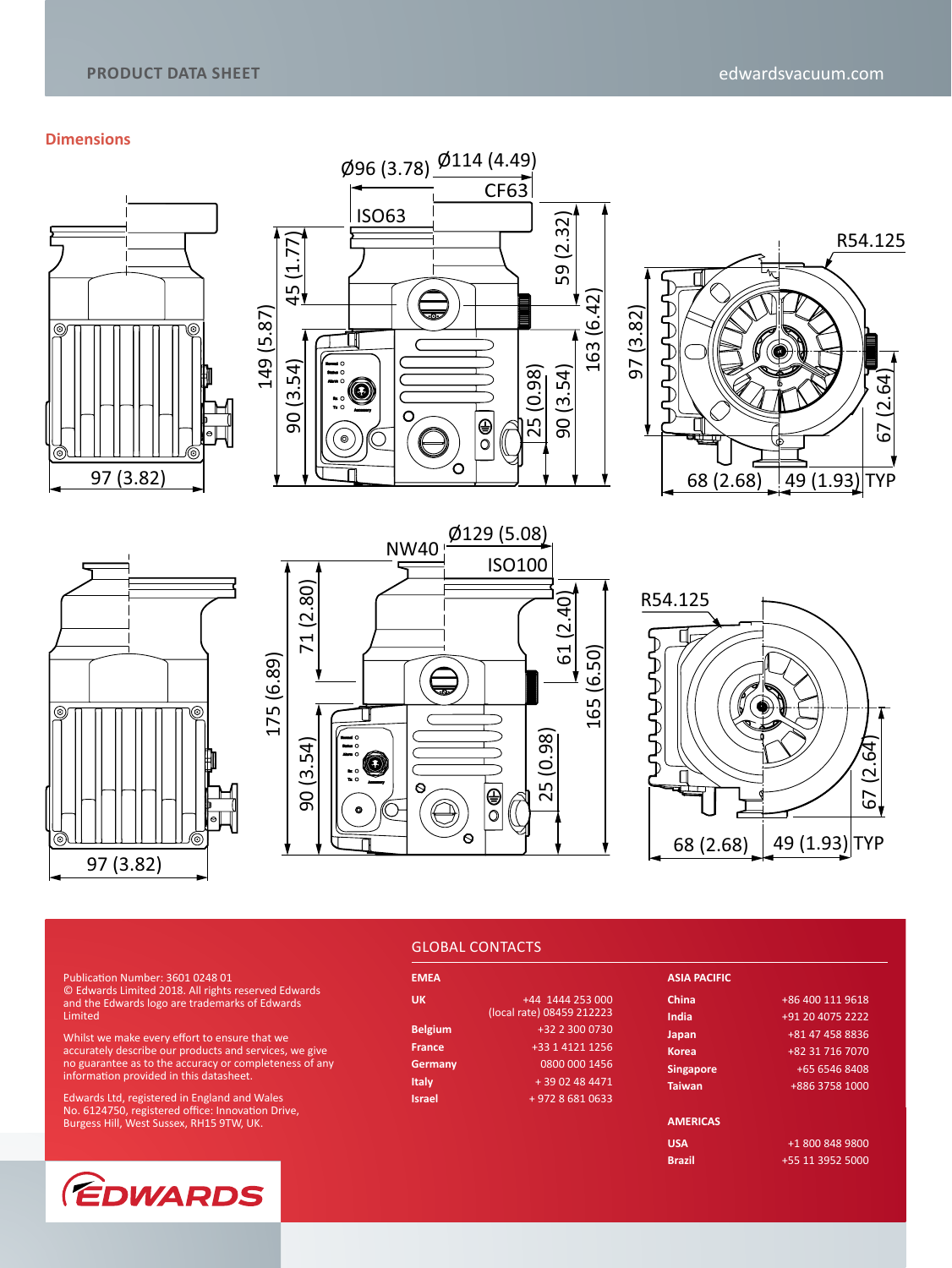## Dimensions

Ø96 (3.78)
Ø114 (4.49)
CF63
ISO63
45 (1.77)
149 (5.87)
90 (3.54)
59 (2.32)
163 (6.42)
25 (0.98)
90 (3.54)
97 (3.82)
R54.125
97 (3.82)
67 (2.64)
68 (2.68)
49 (1.93) TYP

NW40
Ø129 (5.08)
ISO100
71 (2.80)
175 (6.89)
90 (3.54)
61 (2.40)
165 (6.50)
25 (0.98)
97 (3.82)
R54.125
67 (2.64)
68 (2.68)
49 (1.93) TYP

Publication Number: 3601 0248 01
© Edwards Limited 2018. All rights reserved Edwards and the Edwards logo are trademarks of Edwards Limited

Whilst we make every effort to ensure that we accurately describe our products and services, we give no guarantee as to the accuracy or completeness of any information provided in this datasheet.

Edwards Ltd, registered in England and Wales No. 6124750, registered office: Innovation Drive, Burgess Hill, West Sussex, RH15 9TW, UK.

### GLOBAL CONTACTS

**EMEA**

| | |
|---|---|
| **UK** | +44 1444 253 000 (local rate) 08459 212223 |
| **Belgium** | +32 2 300 0730 |
| **France** | +33 1 4121 1256 |
| **Germany** | 0800 000 1456 |
| **Italy** | + 39 02 48 4471 |
| **Israel** | + 972 8 681 0633 |

**ASIA PACIFIC**

| | |
|---|---|
| **China** | +86 400 111 9618 |
| **India** | +91 20 4075 2222 |
| **Japan** | +81 47 458 8836 |
| **Korea** | +82 31 716 7070 |
| **Singapore** | +65 6546 8408 |
| **Taiwan** | +886 3758 1000 |

**AMERICAS**

| | |
|---|---|
| **USA** | +1 800 848 9800 |
| **Brazil** | +55 11 3952 5000 |

EDWARDS